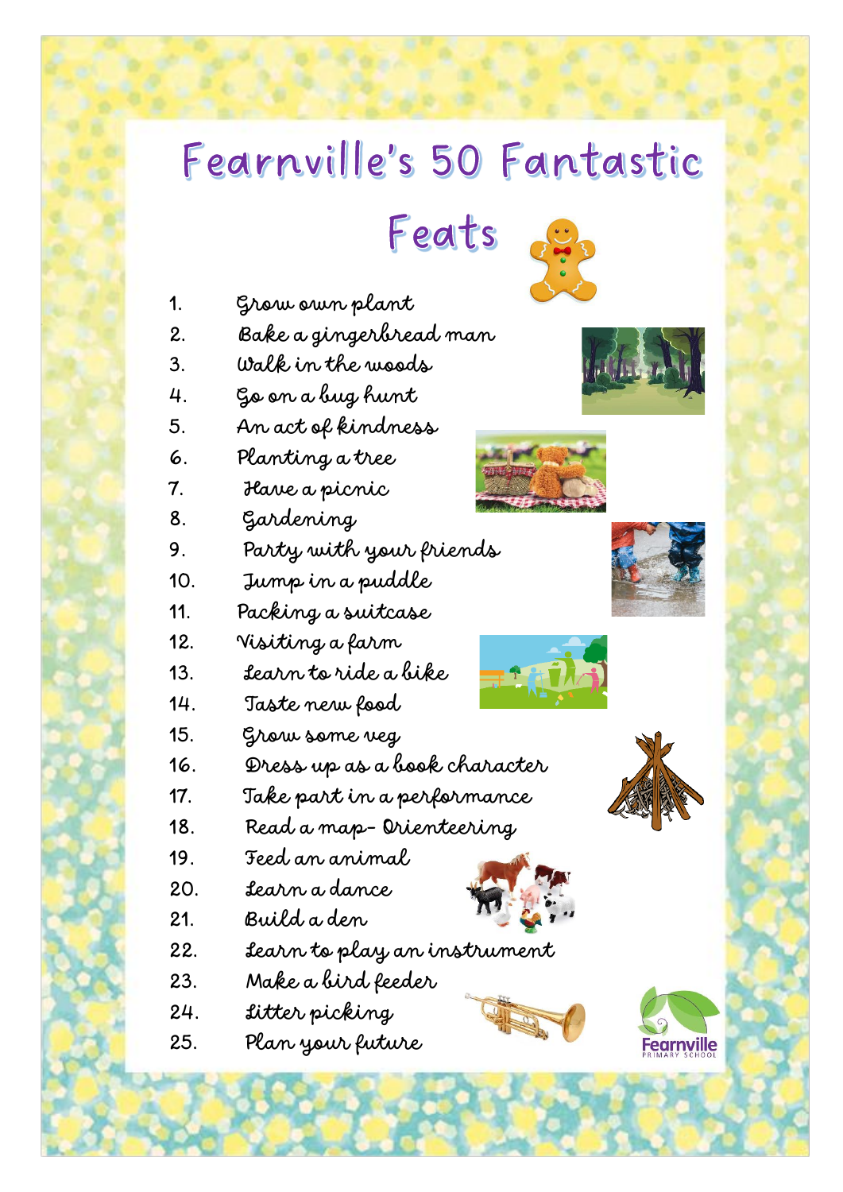# Fearnville's 50 Fantastic Feats

1. Grow own plant
2. Bake a gingerbread man
3. Walk in the woods
4. Go on a bug hunt
5. An act of kindness
6. Planting a tree
7. Have a picnic
8. Gardening
9. Party with your friends
10. Jump in a puddle
11. Packing a suitcase
12. Visiting a farm
13. Learn to ride a bike
14. Taste new food
15. Grow some veg
16. Dress up as a book character
17. Take part in a performance
18. Read a map- Orienteering
19. Feed an animal
20. Learn a dance
21. Build a den
22. Learn to play an instrument
23. Make a bird feeder
24. Litter picking
25. Plan your future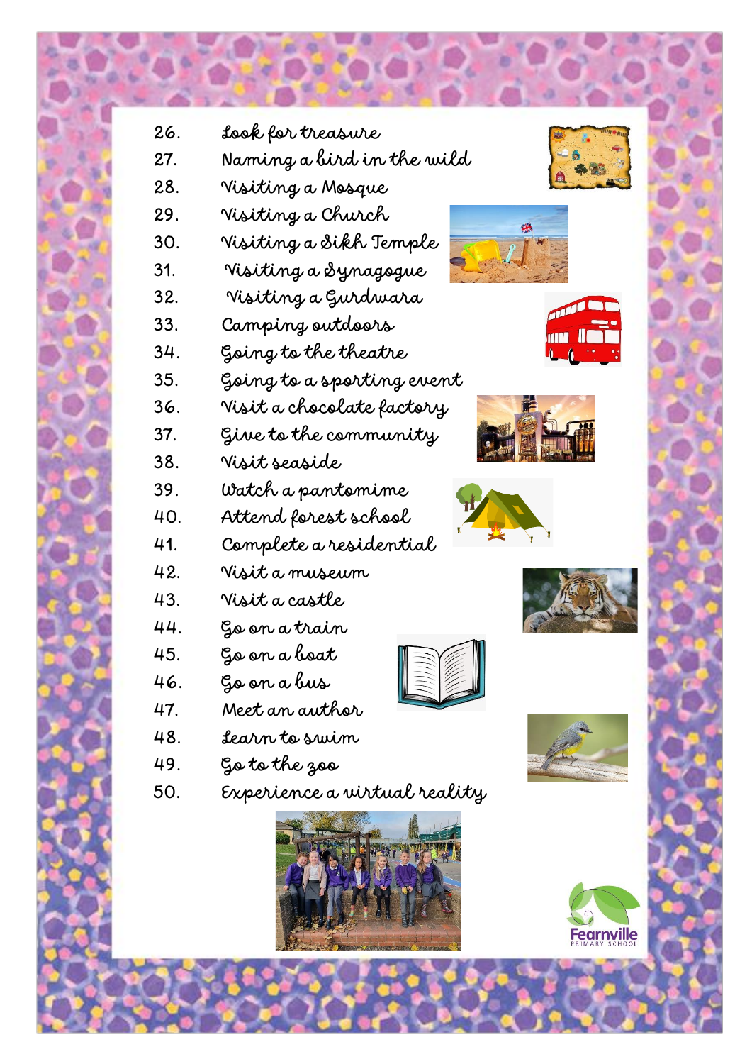26. Look for treasure
27. Naming a bird in the wild
28. Visiting a Mosque
29. Visiting a Church
30. Visiting a Sikh Temple
31. Visiting a Synagogue
32. Visiting a Gurdwara
33. Camping outdoors
34. Going to the theatre
35. Going to a sporting event
36. Visit a chocolate factory
37. Give to the community
38. Visit seaside
39. Watch a pantomime
40. Attend forest school
41. Complete a residential
42. Visit a museum
43. Visit a castle
44. Go on a train
45. Go on a boat
46. Go on a bus
47. Meet an author
48. Learn to swim
49. Go to the zoo
50. Experience a virtual reality

Fearnville
PRIMARY SCHOOL